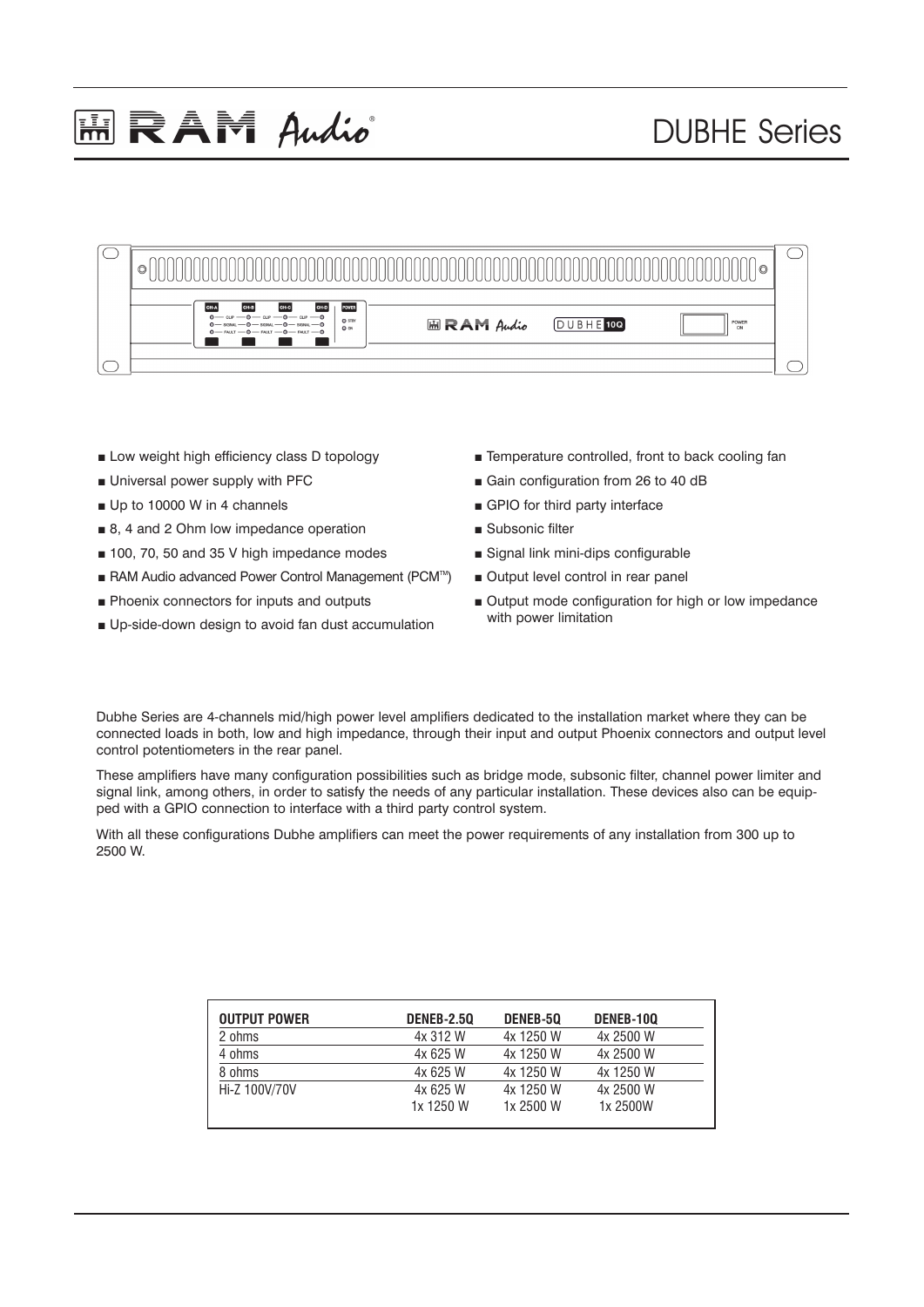# RAM Audio — DUBHE Series

- Low weight high efficiency class D topology
- Universal power supply with PFC
- Up to 10000 W in 4 channels
- 8, 4 and 2 Ohm low impedance operation
- 100, 70, 50 and 35 V high impedance modes
- RAM Audio advanced Power Control Management (PCM™)
- Phoenix connectors for inputs and outputs
- Up-side-down design to avoid fan dust accumulation
- Temperature controlled, front to back cooling fan
- Gain configuration from 26 to 40 dB
- GPIO for third party interface
- Subsonic filter
- Signal link mini-dips configurable
- Output level control in rear panel
- Output mode configuration for high or low impedance with power limitation

Dubhe Series are 4-channels mid/high power level amplifiers dedicated to the installation market where they can be connected loads in both, low and high impedance, through their input and output Phoenix connectors and output level control potentiometers in the rear panel.

These amplifiers have many configuration possibilities such as bridge mode, subsonic filter, channel power limiter and signal link, among others, in order to satisfy the needs of any particular installation. These devices also can be equipped with a GPIO connection to interface with a third party control system.

With all these configurations Dubhe amplifiers can meet the power requirements of any installation from 300 up to 2500 W.

| OUTPUT POWER | DENEB-2.5Q | DENEB-5Q | DENEB-10Q |
|---|---|---|---|
| 2 ohms | 4x 312 W | 4x 1250 W | 4x 2500 W |
| 4 ohms | 4x 625 W | 4x 1250 W | 4x 2500 W |
| 8 ohms | 4x 625 W | 4x 1250 W | 4x 1250 W |
| Hi-Z 100V/70V | 4x 625 W<br>1x 1250 W | 4x 1250 W<br>1x 2500 W | 4x 2500 W<br>1x 2500W |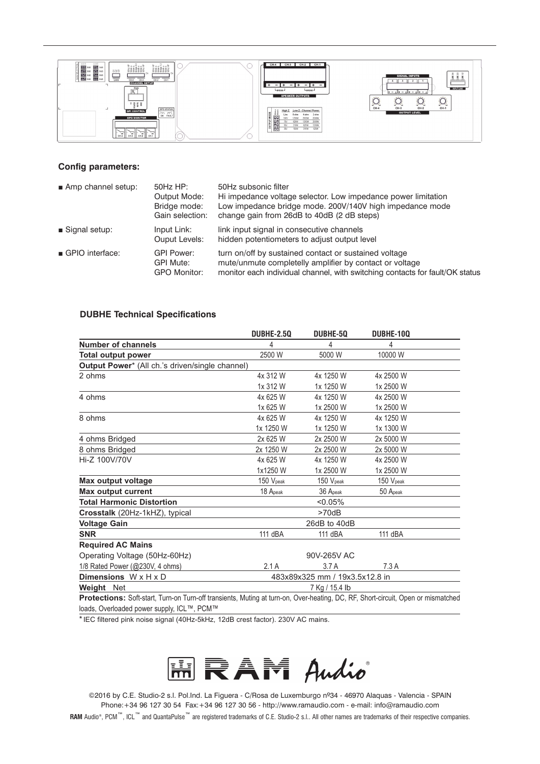### Config parameters:

| | | |
|---|---|---|
| ■ Amp channel setup: | 50Hz HP:<br>Output Mode:<br>Bridge mode:<br>Gain selection: | 50Hz subsonic filter<br>Hi impedance voltage selector. Low impedance power limitation<br>Low impedance bridge mode. 200V/140V high impedance mode<br>change gain from 26dB to 40dB (2 dB steps) |
| ■ Signal setup: | Input Link:<br>Ouput Levels: | link input signal in consecutive channels<br>hidden potentiometers to adjust output level |
| ■ GPIO interface: | GPI Power:<br>GPI Mute:<br>GPO Monitor: | turn on/off by sustained contact or sustained voltage<br>mute/unmute completelly amplifier by contact or voltage<br>monitor each individual channel, with switching contacts for fault/OK status |

### DUBHE Technical Specifications

| | DUBHE-2.5Q | DUBHE-5Q | DUBHE-10Q |
|---|---|---|---|
| **Number of channels** | 4 | 4 | 4 |
| **Total output power** | 2500 W | 5000 W | 10000 W |
| **Output Power*** (All ch.'s driven/single channel) | | | |
| 2 ohms | 4x 312 W | 4x 1250 W | 4x 2500 W |
| | 1x 312 W | 1x 1250 W | 1x 2500 W |
| 4 ohms | 4x 625 W | 4x 1250 W | 4x 2500 W |
| | 1x 625 W | 1x 2500 W | 1x 2500 W |
| 8 ohms | 4x 625 W | 4x 1250 W | 4x 1250 W |
| | 1x 1250 W | 1x 1250 W | 1x 1300 W |
| 4 ohms Bridged | 2x 625 W | 2x 2500 W | 2x 5000 W |
| 8 ohms Bridged | 2x 1250 W | 2x 2500 W | 2x 5000 W |
| Hi-Z 100V/70V | 4x 625 W | 4x 1250 W | 4x 2500 W |
| | 1x1250 W | 1x 2500 W | 1x 2500 W |
| **Max output voltage** | 150 $V_{peak}$ | 150 $V_{peak}$ | 150 $V_{peak}$ |
| **Max output current** | 18 $A_{peak}$ | 36 $A_{peak}$ | 50 $A_{peak}$ |
| **Total Harmonic Distortion** | | <0.05% | |
| **Crosstalk** (20Hz-1kHZ), typical | | >70dB | |
| **Voltage Gain** | | 26dB to 40dB | |
| **SNR** | 111 dBA | 111 dBA | 111 dBA |
| **Required AC Mains** | | | |
| Operating Voltage (50Hz-60Hz) | | 90V-265V AC | |
| 1/8 Rated Power (@230V, 4 ohms) | 2.1 A | 3.7 A | 7.3 A |
| **Dimensions** W x H x D | | 483x89x325 mm / 19x3.5x12.8 in | |
| **Weight** Net | | 7 Kg / 15.4 lb | |

**Protections:** Soft-start, Turn-on Turn-off transients, Muting at turn-on, Over-heating, DC, RF, Short-circuit, Open or mismatched loads, Overloaded power supply, ICL™, PCM™

* IEC filtered pink noise signal (40Hz-5kHz, 12dB crest factor). 230V AC mains.

RAM Audio®

©2016 by C.E. Studio-2 s.l. Pol.Ind. La Figuera - C/Rosa de Luxemburgo nº34 - 46970 Alaquas - Valencia - SPAIN
Phone:+34 96 127 30 54 Fax:+34 96 127 30 56 - http://www.ramaudio.com - e-mail: info@ramaudio.com

**RAM** Audio®, PCM™, ICL™ and QuantaPulse™ are registered trademarks of C.E. Studio-2 s.l.. All other names are trademarks of their respective companies.